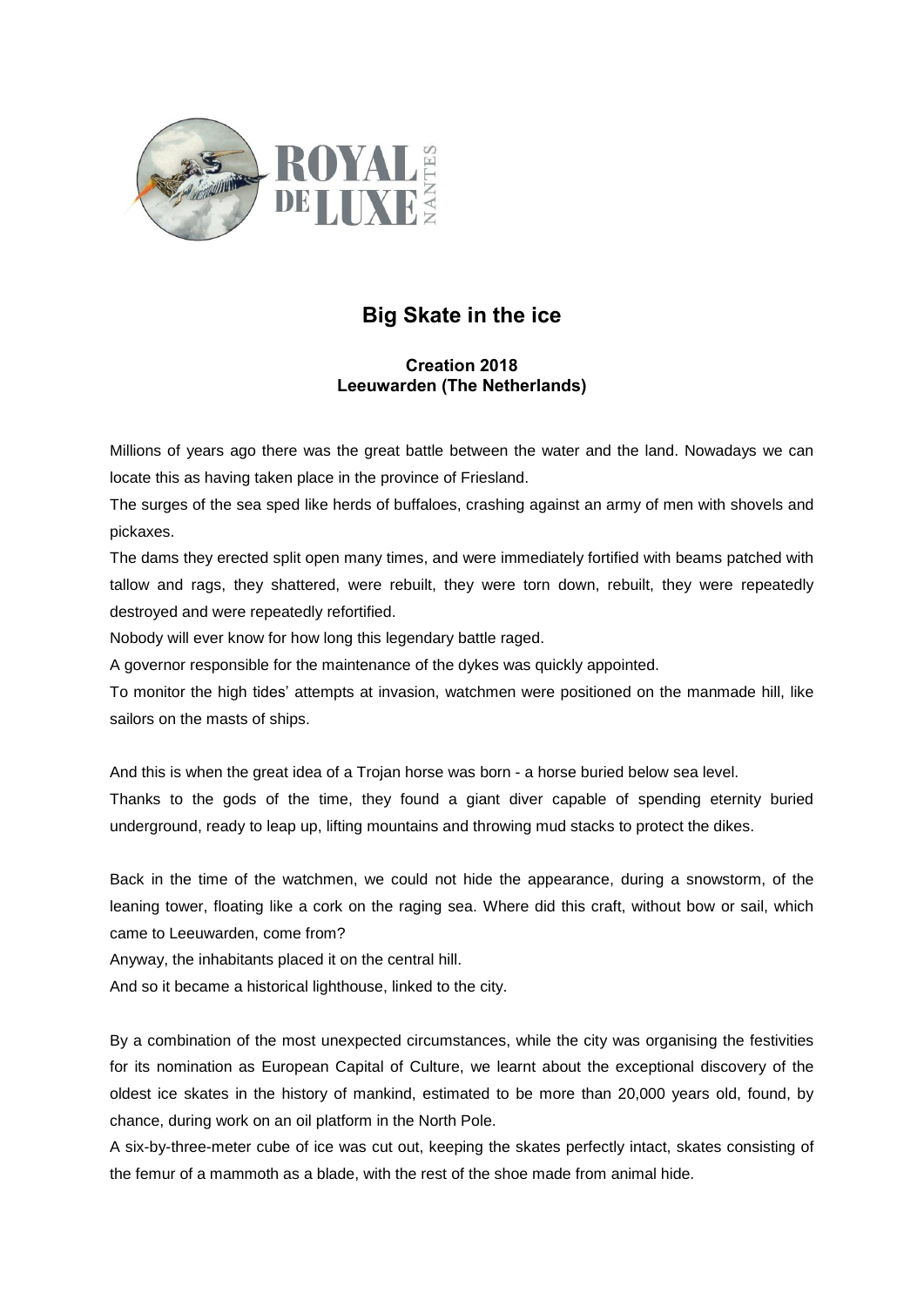# Big Skate in the ice

**Creation 2018**
**Leeuwarden (The Netherlands)**

Millions of years ago there was the great battle between the water and the land. Nowadays we can locate this as having taken place in the province of Friesland.

The surges of the sea sped like herds of buffaloes, crashing against an army of men with shovels and pickaxes.

The dams they erected split open many times, and were immediately fortified with beams patched with tallow and rags, they shattered, were rebuilt, they were torn down, rebuilt, they were repeatedly destroyed and were repeatedly refortified.

Nobody will ever know for how long this legendary battle raged.

A governor responsible for the maintenance of the dykes was quickly appointed.

To monitor the high tides' attempts at invasion, watchmen were positioned on the manmade hill, like sailors on the masts of ships.

And this is when the great idea of a Trojan horse was born - a horse buried below sea level.

Thanks to the gods of the time, they found a giant diver capable of spending eternity buried underground, ready to leap up, lifting mountains and throwing mud stacks to protect the dikes.

Back in the time of the watchmen, we could not hide the appearance, during a snowstorm, of the leaning tower, floating like a cork on the raging sea. Where did this craft, without bow or sail, which came to Leeuwarden, come from?

Anyway, the inhabitants placed it on the central hill.

And so it became a historical lighthouse, linked to the city.

By a combination of the most unexpected circumstances, while the city was organising the festivities for its nomination as European Capital of Culture, we learnt about the exceptional discovery of the oldest ice skates in the history of mankind, estimated to be more than 20,000 years old, found, by chance, during work on an oil platform in the North Pole.

A six-by-three-meter cube of ice was cut out, keeping the skates perfectly intact, skates consisting of the femur of a mammoth as a blade, with the rest of the shoe made from animal hide.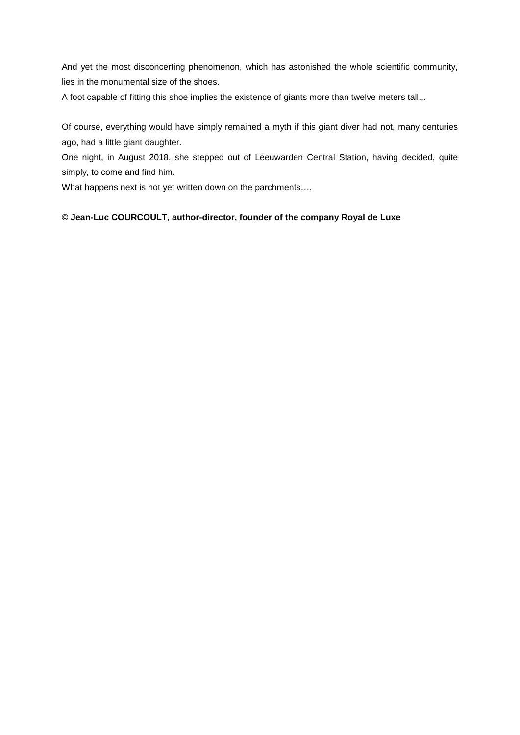And yet the most disconcerting phenomenon, which has astonished the whole scientific community, lies in the monumental size of the shoes.

A foot capable of fitting this shoe implies the existence of giants more than twelve meters tall...

Of course, everything would have simply remained a myth if this giant diver had not, many centuries ago, had a little giant daughter.

One night, in August 2018, she stepped out of Leeuwarden Central Station, having decided, quite simply, to come and find him.

What happens next is not yet written down on the parchments….

**© Jean-Luc COURCOULT, author-director, founder of the company Royal de Luxe**